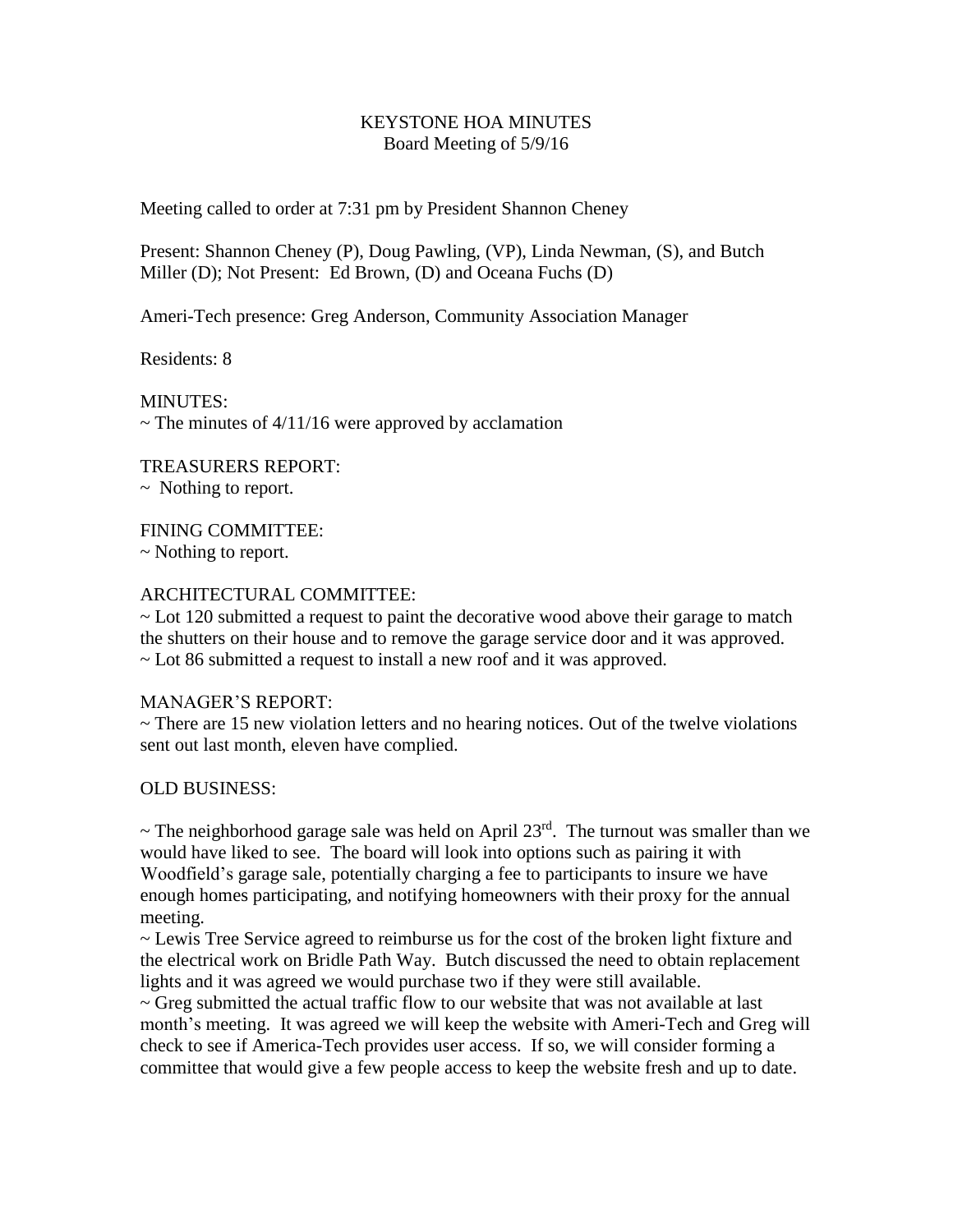# KEYSTONE HOA MINUTES

## Board Meeting of 5/9/16

Meeting called to order at 7:31 pm by President Shannon Cheney

Present: Shannon Cheney (P), Doug Pawling, (VP), Linda Newman, (S), and Butch Miller (D); Not Present: Ed Brown, (D) and Oceana Fuchs (D)

Ameri-Tech presence: Greg Anderson, Community Association Manager

Residents: 8

MINUTES:
~ The minutes of 4/11/16 were approved by acclamation

TREASURERS REPORT:
~ Nothing to report.

FINING COMMITTEE:
~ Nothing to report.

ARCHITECTURAL COMMITTEE:
~ Lot 120 submitted a request to paint the decorative wood above their garage to match the shutters on their house and to remove the garage service door and it was approved.
~ Lot 86 submitted a request to install a new roof and it was approved.

MANAGER'S REPORT:
~ There are 15 new violation letters and no hearing notices. Out of the twelve violations sent out last month, eleven have complied.

OLD BUSINESS:

~ The neighborhood garage sale was held on April 23rd. The turnout was smaller than we would have liked to see. The board will look into options such as pairing it with Woodfield's garage sale, potentially charging a fee to participants to insure we have enough homes participating, and notifying homeowners with their proxy for the annual meeting.
~ Lewis Tree Service agreed to reimburse us for the cost of the broken light fixture and the electrical work on Bridle Path Way. Butch discussed the need to obtain replacement lights and it was agreed we would purchase two if they were still available.
~ Greg submitted the actual traffic flow to our website that was not available at last month's meeting. It was agreed we will keep the website with Ameri-Tech and Greg will check to see if America-Tech provides user access. If so, we will consider forming a committee that would give a few people access to keep the website fresh and up to date.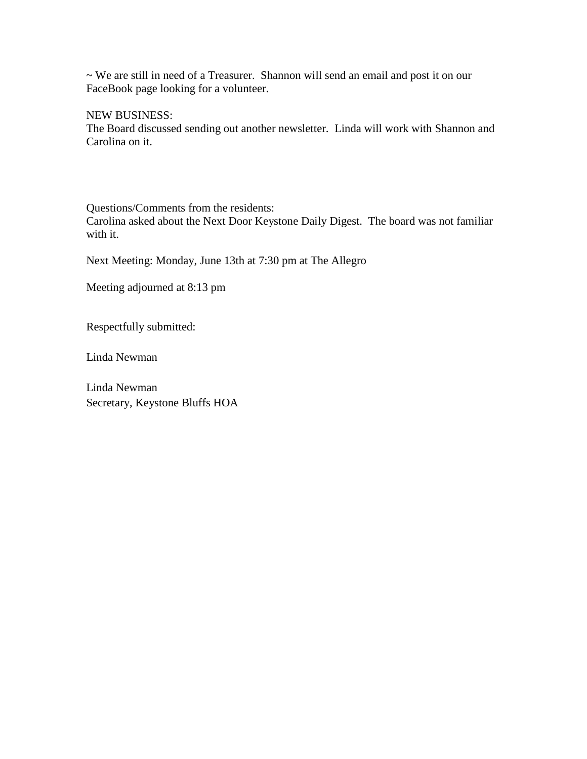~ We are still in need of a Treasurer. Shannon will send an email and post it on our FaceBook page looking for a volunteer.

NEW BUSINESS:
The Board discussed sending out another newsletter. Linda will work with Shannon and Carolina on it.

Questions/Comments from the residents:
Carolina asked about the Next Door Keystone Daily Digest. The board was not familiar with it.

Next Meeting: Monday, June 13th at 7:30 pm at The Allegro

Meeting adjourned at 8:13 pm

Respectfully submitted:

Linda Newman

Linda Newman
Secretary, Keystone Bluffs HOA